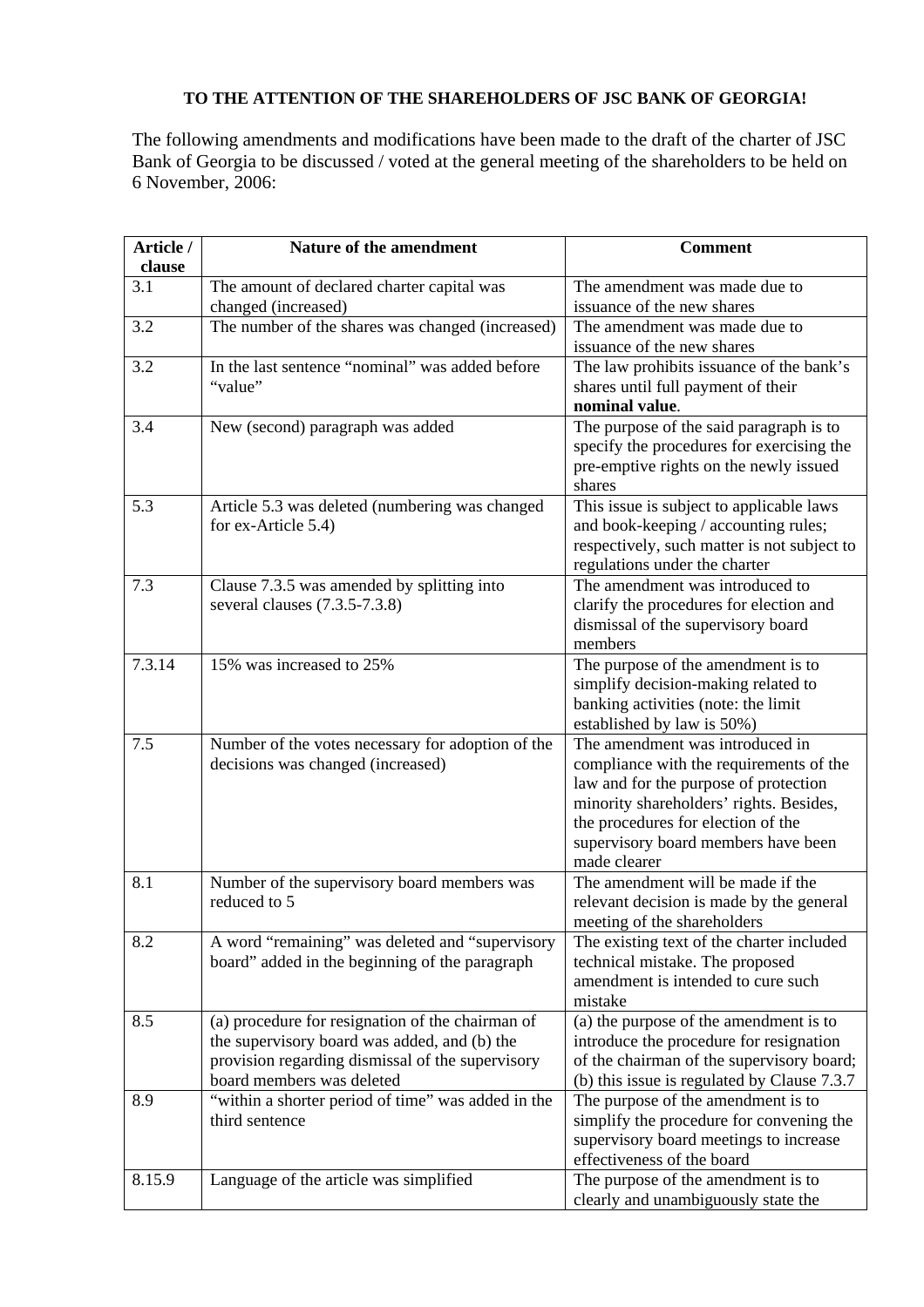**TO THE ATTENTION OF THE SHAREHOLDERS OF JSC BANK OF GEORGIA!**

The following amendments and modifications have been made to the draft of the charter of JSC Bank of Georgia to be discussed / voted at the general meeting of the shareholders to be held on 6 November, 2006:

| Article / clause | Nature of the amendment | Comment |
|---|---|---|
| 3.1 | The amount of declared charter capital was changed (increased) | The amendment was made due to issuance of the new shares |
| 3.2 | The number of the shares was changed (increased) | The amendment was made due to issuance of the new shares |
| 3.2 | In the last sentence "nominal" was added before "value" | The law prohibits issuance of the bank's shares until full payment of their **nominal value**. |
| 3.4 | New (second) paragraph was added | The purpose of the said paragraph is to specify the procedures for exercising the pre-emptive rights on the newly issued shares |
| 5.3 | Article 5.3 was deleted (numbering was changed for ex-Article 5.4) | This issue is subject to applicable laws and book-keeping / accounting rules; respectively, such matter is not subject to regulations under the charter |
| 7.3 | Clause 7.3.5 was amended by splitting into several clauses (7.3.5-7.3.8) | The amendment was introduced to clarify the procedures for election and dismissal of the supervisory board members |
| 7.3.14 | 15% was increased to 25% | The purpose of the amendment is to simplify decision-making related to banking activities (note: the limit established by law is 50%) |
| 7.5 | Number of the votes necessary for adoption of the decisions was changed (increased) | The amendment was introduced in compliance with the requirements of the law and for the purpose of protection minority shareholders' rights. Besides, the procedures for election of the supervisory board members have been made clearer |
| 8.1 | Number of the supervisory board members was reduced to 5 | The amendment will be made if the relevant decision is made by the general meeting of the shareholders |
| 8.2 | A word "remaining" was deleted and "supervisory board" added in the beginning of the paragraph | The existing text of the charter included technical mistake. The proposed amendment is intended to cure such mistake |
| 8.5 | (a) procedure for resignation of the chairman of the supervisory board was added, and (b) the provision regarding dismissal of the supervisory board members was deleted | (a) the purpose of the amendment is to introduce the procedure for resignation of the chairman of the supervisory board; (b) this issue is regulated by Clause 7.3.7 |
| 8.9 | "within a shorter period of time" was added in the third sentence | The purpose of the amendment is to simplify the procedure for convening the supervisory board meetings to increase effectiveness of the board |
| 8.15.9 | Language of the article was simplified | The purpose of the amendment is to clearly and unambiguously state the |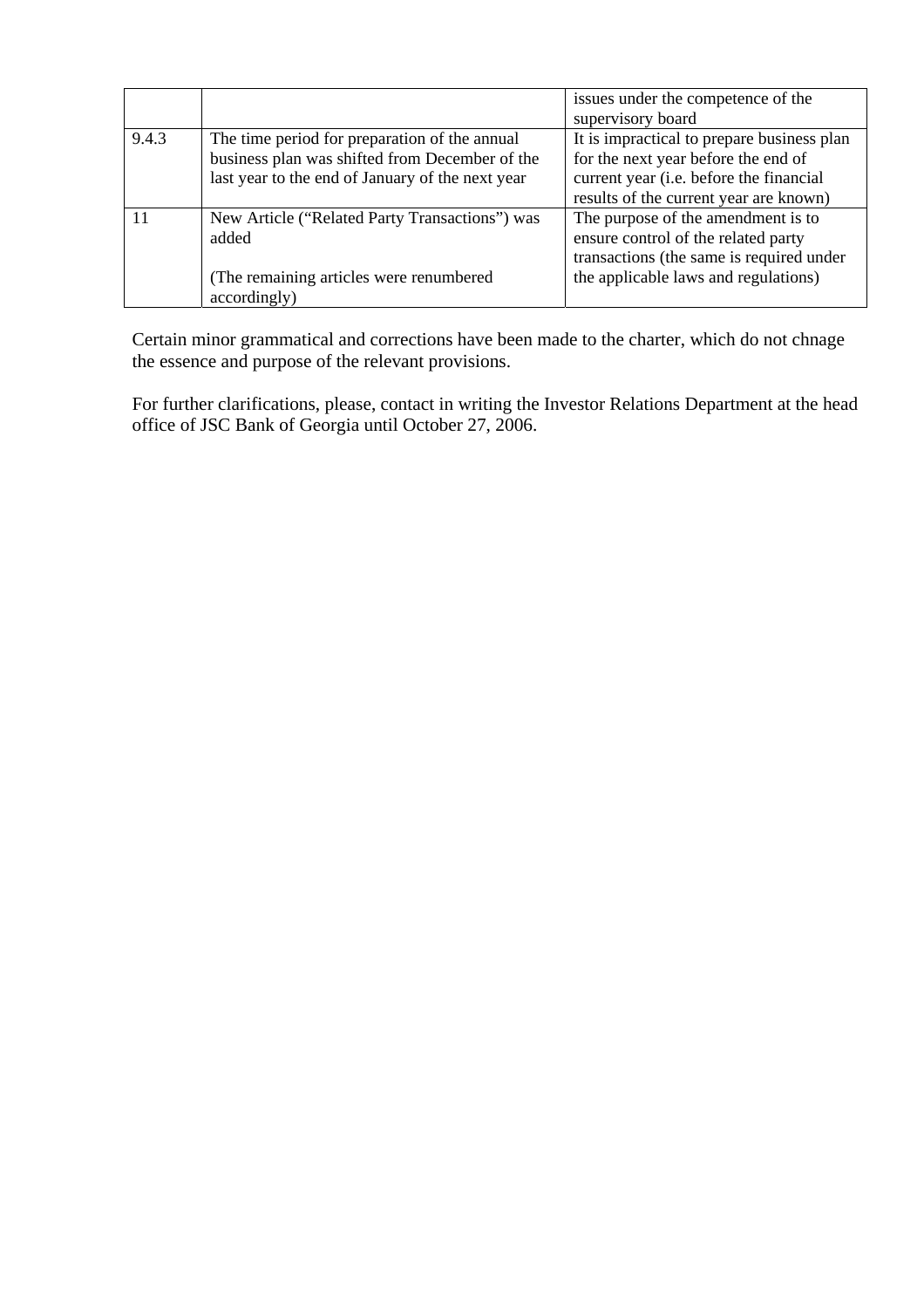| | | |
|---|---|---|
| | | issues under the competence of the supervisory board |
| 9.4.3 | The time period for preparation of the annual business plan was shifted from December of the last year to the end of January of the next year | It is impractical to prepare business plan for the next year before the end of current year (i.e. before the financial results of the current year are known) |
| 11 | New Article ("Related Party Transactions") was added<br><br>(The remaining articles were renumbered accordingly) | The purpose of the amendment is to ensure control of the related party transactions (the same is required under the applicable laws and regulations) |

Certain minor grammatical and corrections have been made to the charter, which do not chnage the essence and purpose of the relevant provisions.

For further clarifications, please, contact in writing the Investor Relations Department at the head office of JSC Bank of Georgia until October 27, 2006.